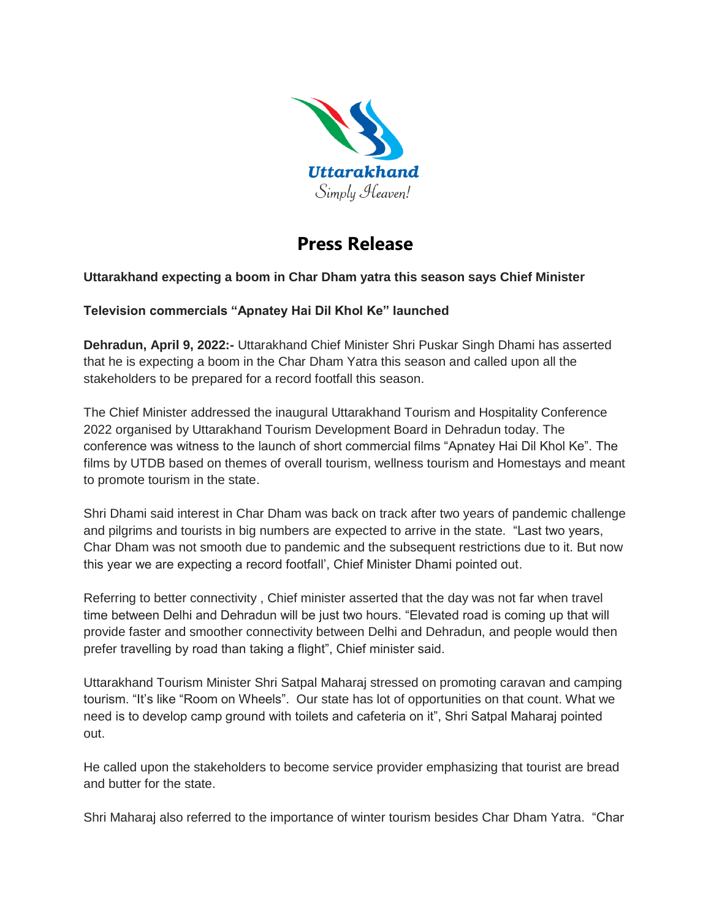Uttarakhand

Simply Heaven!

# Press Release

**Uttarakhand expecting a boom in Char Dham yatra this season says Chief Minister**

**Television commercials "Apnatey Hai Dil Khol Ke" launched**

**Dehradun, April 9, 2022:-** Uttarakhand Chief Minister Shri Puskar Singh Dhami has asserted that he is expecting a boom in the Char Dham Yatra this season and called upon all the stakeholders to be prepared for a record footfall this season.

The Chief Minister addressed the inaugural Uttarakhand Tourism and Hospitality Conference 2022 organised by Uttarakhand Tourism Development Board in Dehradun today. The conference was witness to the launch of short commercial films "Apnatey Hai Dil Khol Ke". The films by UTDB based on themes of overall tourism, wellness tourism and Homestays and meant to promote tourism in the state.

Shri Dhami said interest in Char Dham was back on track after two years of pandemic challenge and pilgrims and tourists in big numbers are expected to arrive in the state. "Last two years, Char Dham was not smooth due to pandemic and the subsequent restrictions due to it. But now this year we are expecting a record footfall', Chief Minister Dhami pointed out.

Referring to better connectivity , Chief minister asserted that the day was not far when travel time between Delhi and Dehradun will be just two hours. "Elevated road is coming up that will provide faster and smoother connectivity between Delhi and Dehradun, and people would then prefer travelling by road than taking a flight", Chief minister said.

Uttarakhand Tourism Minister Shri Satpal Maharaj stressed on promoting caravan and camping tourism. "It's like "Room on Wheels". Our state has lot of opportunities on that count. What we need is to develop camp ground with toilets and cafeteria on it", Shri Satpal Maharaj pointed out.

He called upon the stakeholders to become service provider emphasizing that tourist are bread and butter for the state.

Shri Maharaj also referred to the importance of winter tourism besides Char Dham Yatra. "Char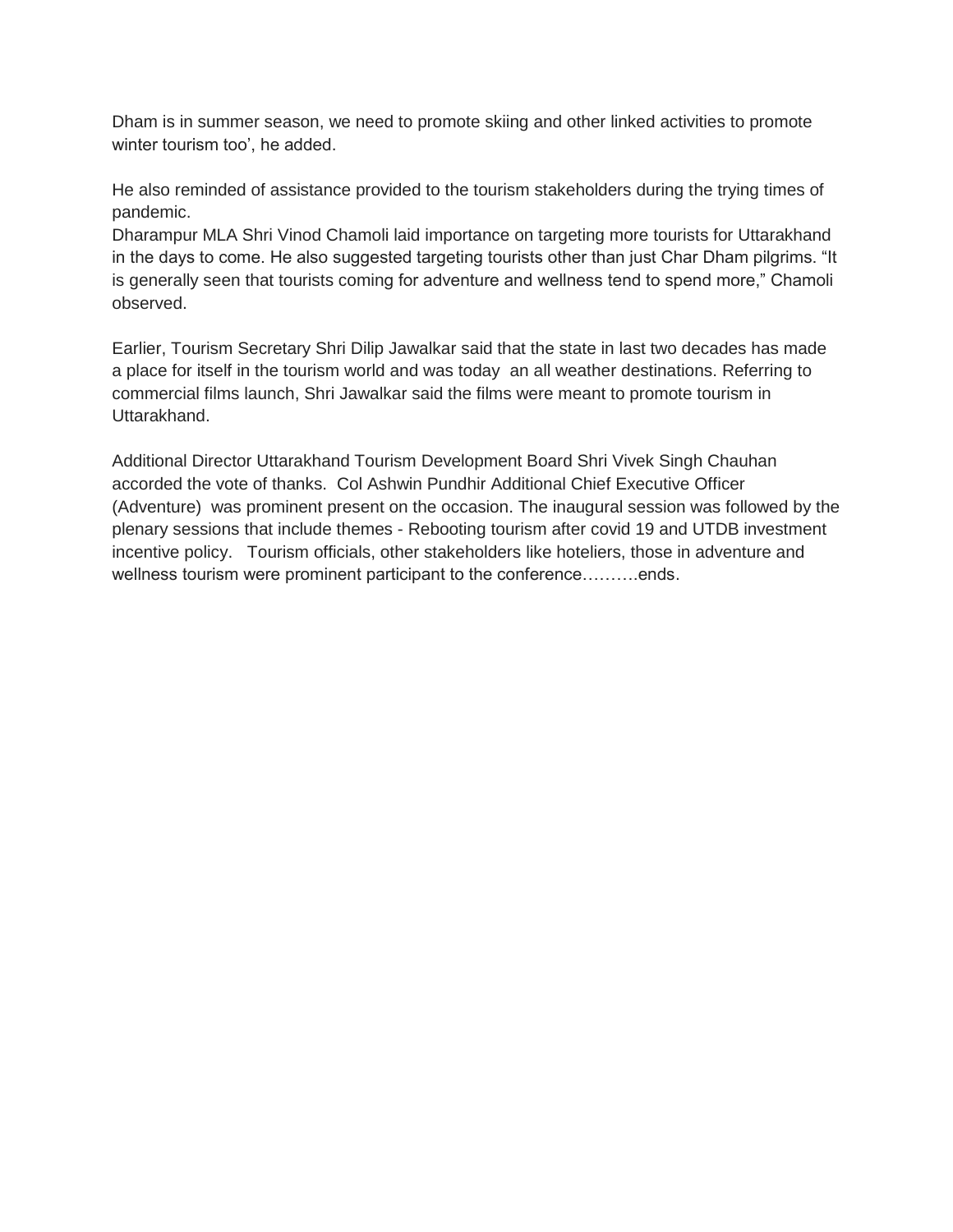Dham is in summer season, we need to promote skiing and other linked activities to promote winter tourism too', he added.

He also reminded of assistance provided to the tourism stakeholders during the trying times of pandemic.
Dharampur MLA Shri Vinod Chamoli laid importance on targeting more tourists for Uttarakhand in the days to come. He also suggested targeting tourists other than just Char Dham pilgrims. "It is generally seen that tourists coming for adventure and wellness tend to spend more," Chamoli observed.

Earlier, Tourism Secretary Shri Dilip Jawalkar said that the state in last two decades has made a place for itself in the tourism world and was today an all weather destinations. Referring to commercial films launch, Shri Jawalkar said the films were meant to promote tourism in Uttarakhand.

Additional Director Uttarakhand Tourism Development Board Shri Vivek Singh Chauhan accorded the vote of thanks. Col Ashwin Pundhir Additional Chief Executive Officer (Adventure) was prominent present on the occasion. The inaugural session was followed by the plenary sessions that include themes - Rebooting tourism after covid 19 and UTDB investment incentive policy. Tourism officials, other stakeholders like hoteliers, those in adventure and wellness tourism were prominent participant to the conference……….ends.